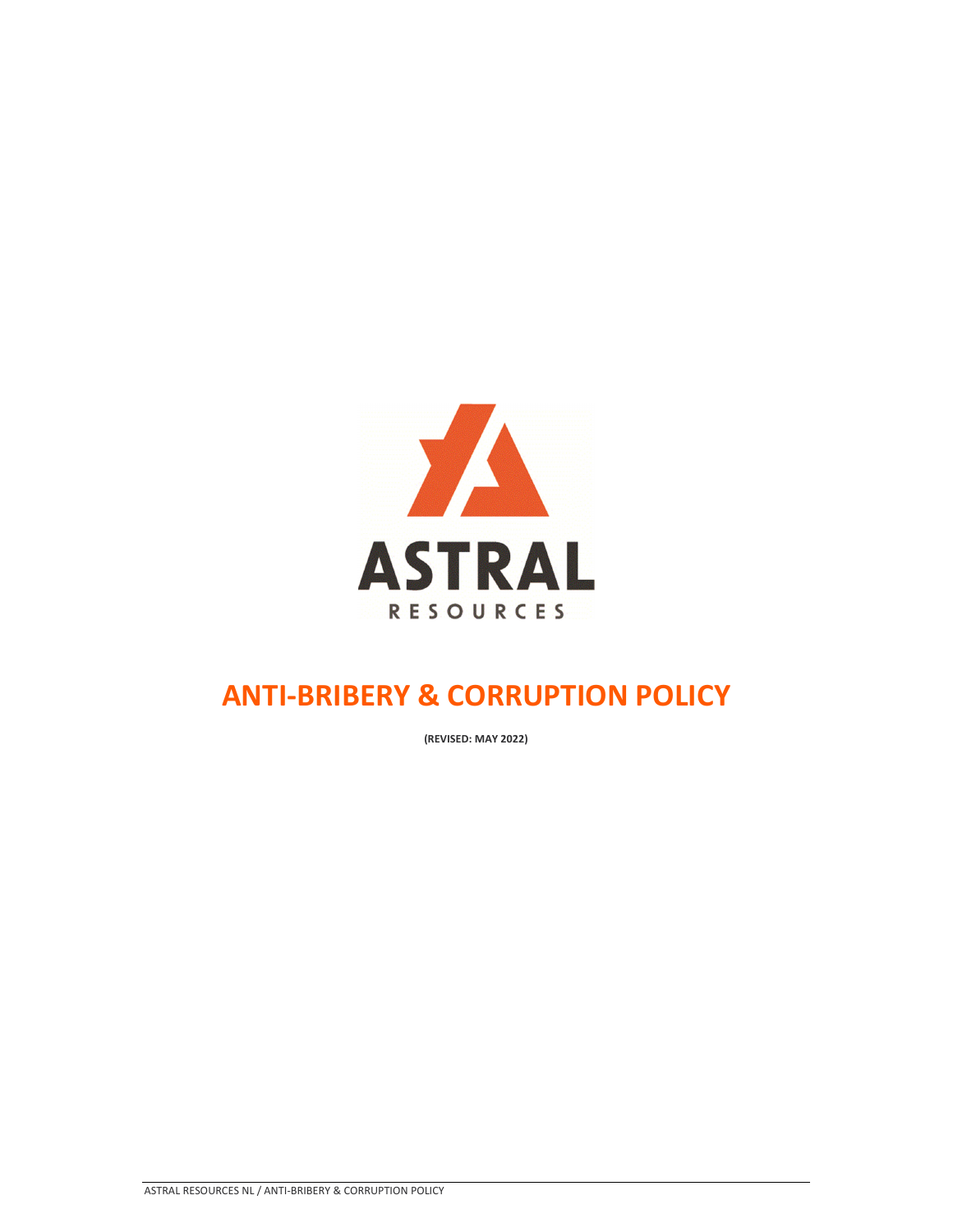# ANTI-BRIBERY & CORRUPTION POLICY

**(REVISED: MAY 2022)**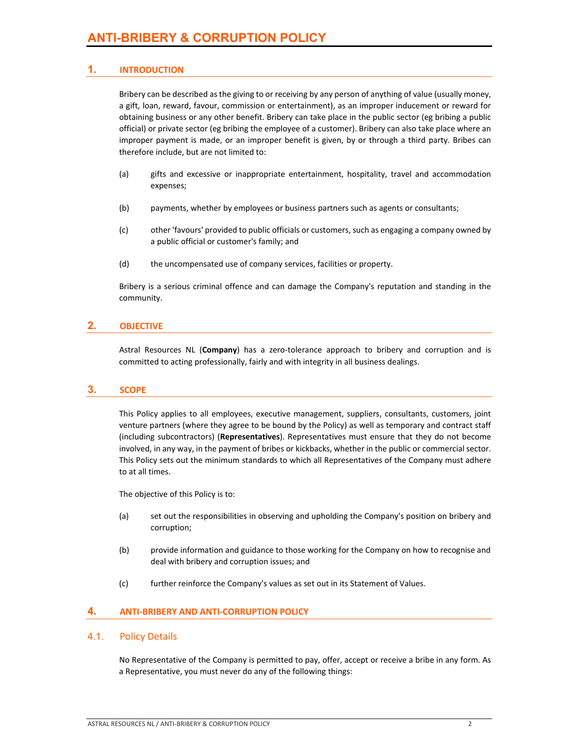# ANTI-BRIBERY & CORRUPTION POLICY

## 1. INTRODUCTION

Bribery can be described as the giving to or receiving by any person of anything of value (usually money, a gift, loan, reward, favour, commission or entertainment), as an improper inducement or reward for obtaining business or any other benefit. Bribery can take place in the public sector (eg bribing a public official) or private sector (eg bribing the employee of a customer). Bribery can also take place where an improper payment is made, or an improper benefit is given, by or through a third party. Bribes can therefore include, but are not limited to:

(a) gifts and excessive or inappropriate entertainment, hospitality, travel and accommodation expenses;

(b) payments, whether by employees or business partners such as agents or consultants;

(c) other 'favours' provided to public officials or customers, such as engaging a company owned by a public official or customer's family; and

(d) the uncompensated use of company services, facilities or property.

Bribery is a serious criminal offence and can damage the Company's reputation and standing in the community.

## 2. OBJECTIVE

Astral Resources NL (**Company**) has a zero-tolerance approach to bribery and corruption and is committed to acting professionally, fairly and with integrity in all business dealings.

## 3. SCOPE

This Policy applies to all employees, executive management, suppliers, consultants, customers, joint venture partners (where they agree to be bound by the Policy) as well as temporary and contract staff (including subcontractors) (**Representatives**). Representatives must ensure that they do not become involved, in any way, in the payment of bribes or kickbacks, whether in the public or commercial sector. This Policy sets out the minimum standards to which all Representatives of the Company must adhere to at all times.

The objective of this Policy is to:

(a) set out the responsibilities in observing and upholding the Company's position on bribery and corruption;

(b) provide information and guidance to those working for the Company on how to recognise and deal with bribery and corruption issues; and

(c) further reinforce the Company's values as set out in its Statement of Values.

## 4. ANTI-BRIBERY AND ANTI-CORRUPTION POLICY

### 4.1. Policy Details

No Representative of the Company is permitted to pay, offer, accept or receive a bribe in any form. As a Representative, you must never do any of the following things: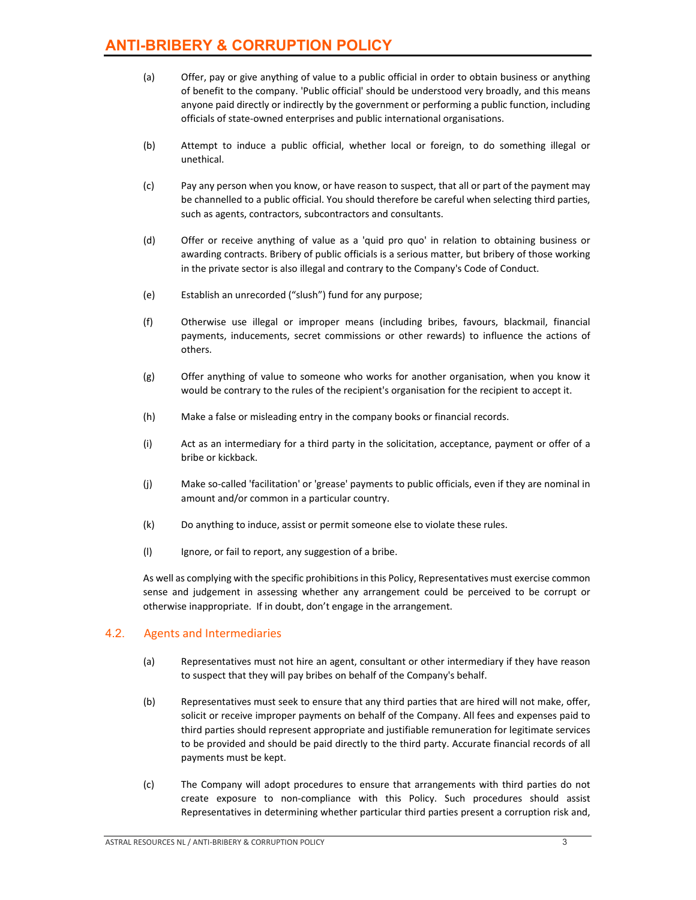(a) Offer, pay or give anything of value to a public official in order to obtain business or anything of benefit to the company. 'Public official' should be understood very broadly, and this means anyone paid directly or indirectly by the government or performing a public function, including officials of state-owned enterprises and public international organisations.

(b) Attempt to induce a public official, whether local or foreign, to do something illegal or unethical.

(c) Pay any person when you know, or have reason to suspect, that all or part of the payment may be channelled to a public official. You should therefore be careful when selecting third parties, such as agents, contractors, subcontractors and consultants.

(d) Offer or receive anything of value as a 'quid pro quo' in relation to obtaining business or awarding contracts. Bribery of public officials is a serious matter, but bribery of those working in the private sector is also illegal and contrary to the Company's Code of Conduct.

(e) Establish an unrecorded ("slush") fund for any purpose;

(f) Otherwise use illegal or improper means (including bribes, favours, blackmail, financial payments, inducements, secret commissions or other rewards) to influence the actions of others.

(g) Offer anything of value to someone who works for another organisation, when you know it would be contrary to the rules of the recipient's organisation for the recipient to accept it.

(h) Make a false or misleading entry in the company books or financial records.

(i) Act as an intermediary for a third party in the solicitation, acceptance, payment or offer of a bribe or kickback.

(j) Make so-called 'facilitation' or 'grease' payments to public officials, even if they are nominal in amount and/or common in a particular country.

(k) Do anything to induce, assist or permit someone else to violate these rules.

(l) Ignore, or fail to report, any suggestion of a bribe.

As well as complying with the specific prohibitions in this Policy, Representatives must exercise common sense and judgement in assessing whether any arrangement could be perceived to be corrupt or otherwise inappropriate. If in doubt, don't engage in the arrangement.

## 4.2. Agents and Intermediaries

(a) Representatives must not hire an agent, consultant or other intermediary if they have reason to suspect that they will pay bribes on behalf of the Company's behalf.

(b) Representatives must seek to ensure that any third parties that are hired will not make, offer, solicit or receive improper payments on behalf of the Company. All fees and expenses paid to third parties should represent appropriate and justifiable remuneration for legitimate services to be provided and should be paid directly to the third party. Accurate financial records of all payments must be kept.

(c) The Company will adopt procedures to ensure that arrangements with third parties do not create exposure to non-compliance with this Policy. Such procedures should assist Representatives in determining whether particular third parties present a corruption risk and,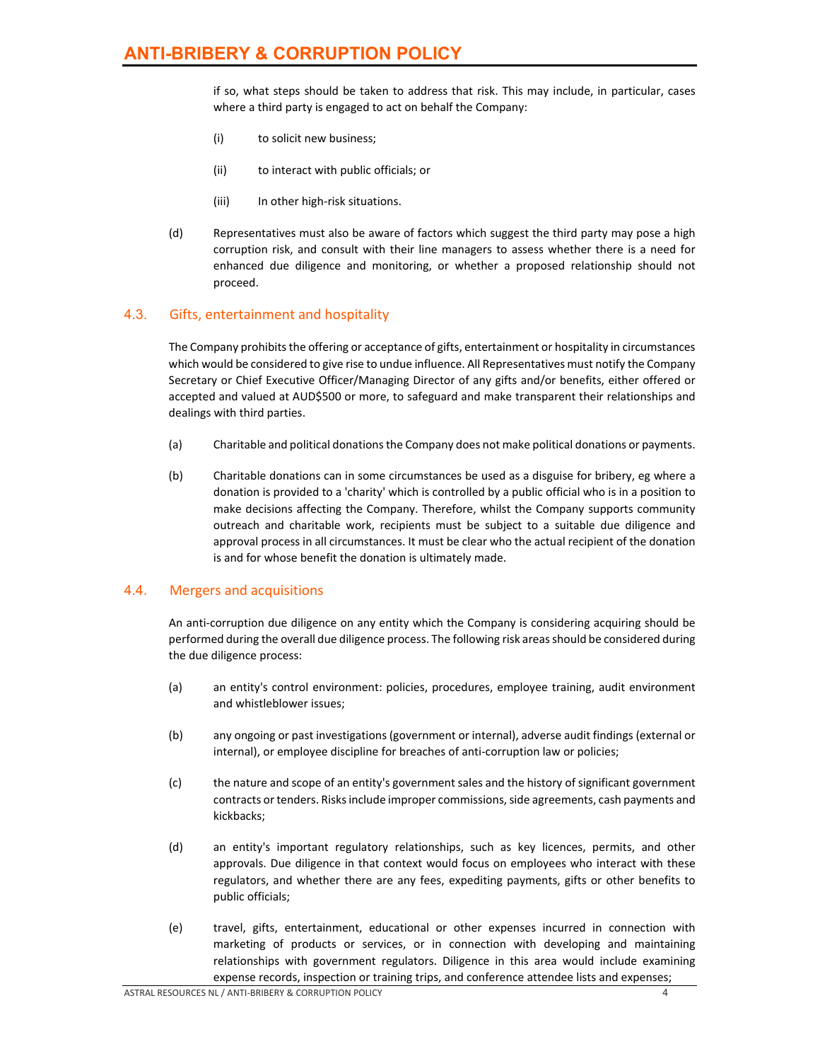if so, what steps should be taken to address that risk. This may include, in particular, cases where a third party is engaged to act on behalf the Company:

(i) to solicit new business;

(ii) to interact with public officials; or

(iii) In other high-risk situations.

(d) Representatives must also be aware of factors which suggest the third party may pose a high corruption risk, and consult with their line managers to assess whether there is a need for enhanced due diligence and monitoring, or whether a proposed relationship should not proceed.

## 4.3. Gifts, entertainment and hospitality

The Company prohibits the offering or acceptance of gifts, entertainment or hospitality in circumstances which would be considered to give rise to undue influence. All Representatives must notify the Company Secretary or Chief Executive Officer/Managing Director of any gifts and/or benefits, either offered or accepted and valued at AUD$500 or more, to safeguard and make transparent their relationships and dealings with third parties.

(a) Charitable and political donations the Company does not make political donations or payments.

(b) Charitable donations can in some circumstances be used as a disguise for bribery, eg where a donation is provided to a 'charity' which is controlled by a public official who is in a position to make decisions affecting the Company. Therefore, whilst the Company supports community outreach and charitable work, recipients must be subject to a suitable due diligence and approval process in all circumstances. It must be clear who the actual recipient of the donation is and for whose benefit the donation is ultimately made.

## 4.4. Mergers and acquisitions

An anti-corruption due diligence on any entity which the Company is considering acquiring should be performed during the overall due diligence process. The following risk areas should be considered during the due diligence process:

(a) an entity's control environment: policies, procedures, employee training, audit environment and whistleblower issues;

(b) any ongoing or past investigations (government or internal), adverse audit findings (external or internal), or employee discipline for breaches of anti-corruption law or policies;

(c) the nature and scope of an entity's government sales and the history of significant government contracts or tenders. Risks include improper commissions, side agreements, cash payments and kickbacks;

(d) an entity's important regulatory relationships, such as key licences, permits, and other approvals. Due diligence in that context would focus on employees who interact with these regulators, and whether there are any fees, expediting payments, gifts or other benefits to public officials;

(e) travel, gifts, entertainment, educational or other expenses incurred in connection with marketing of products or services, or in connection with developing and maintaining relationships with government regulators. Diligence in this area would include examining expense records, inspection or training trips, and conference attendee lists and expenses;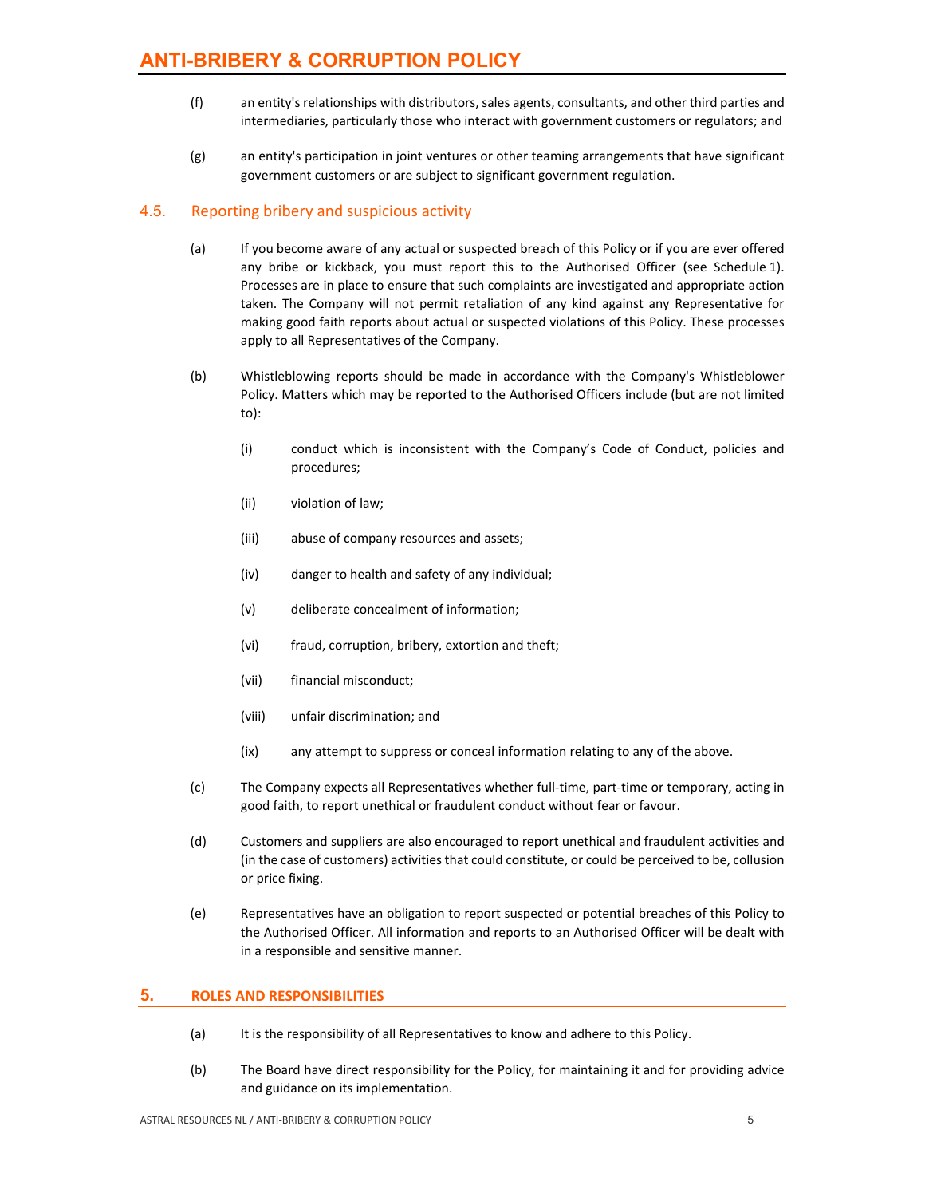(f) an entity's relationships with distributors, sales agents, consultants, and other third parties and intermediaries, particularly those who interact with government customers or regulators; and

(g) an entity's participation in joint ventures or other teaming arrangements that have significant government customers or are subject to significant government regulation.

### 4.5. Reporting bribery and suspicious activity

(a) If you become aware of any actual or suspected breach of this Policy or if you are ever offered any bribe or kickback, you must report this to the Authorised Officer (see Schedule 1). Processes are in place to ensure that such complaints are investigated and appropriate action taken. The Company will not permit retaliation of any kind against any Representative for making good faith reports about actual or suspected violations of this Policy. These processes apply to all Representatives of the Company.

(b) Whistleblowing reports should be made in accordance with the Company's Whistleblower Policy. Matters which may be reported to the Authorised Officers include (but are not limited to):

   (i) conduct which is inconsistent with the Company's Code of Conduct, policies and procedures;

   (ii) violation of law;

   (iii) abuse of company resources and assets;

   (iv) danger to health and safety of any individual;

   (v) deliberate concealment of information;

   (vi) fraud, corruption, bribery, extortion and theft;

   (vii) financial misconduct;

   (viii) unfair discrimination; and

   (ix) any attempt to suppress or conceal information relating to any of the above.

(c) The Company expects all Representatives whether full-time, part-time or temporary, acting in good faith, to report unethical or fraudulent conduct without fear or favour.

(d) Customers and suppliers are also encouraged to report unethical and fraudulent activities and (in the case of customers) activities that could constitute, or could be perceived to be, collusion or price fixing.

(e) Representatives have an obligation to report suspected or potential breaches of this Policy to the Authorised Officer. All information and reports to an Authorised Officer will be dealt with in a responsible and sensitive manner.

## 5. ROLES AND RESPONSIBILITIES

(a) It is the responsibility of all Representatives to know and adhere to this Policy.

(b) The Board have direct responsibility for the Policy, for maintaining it and for providing advice and guidance on its implementation.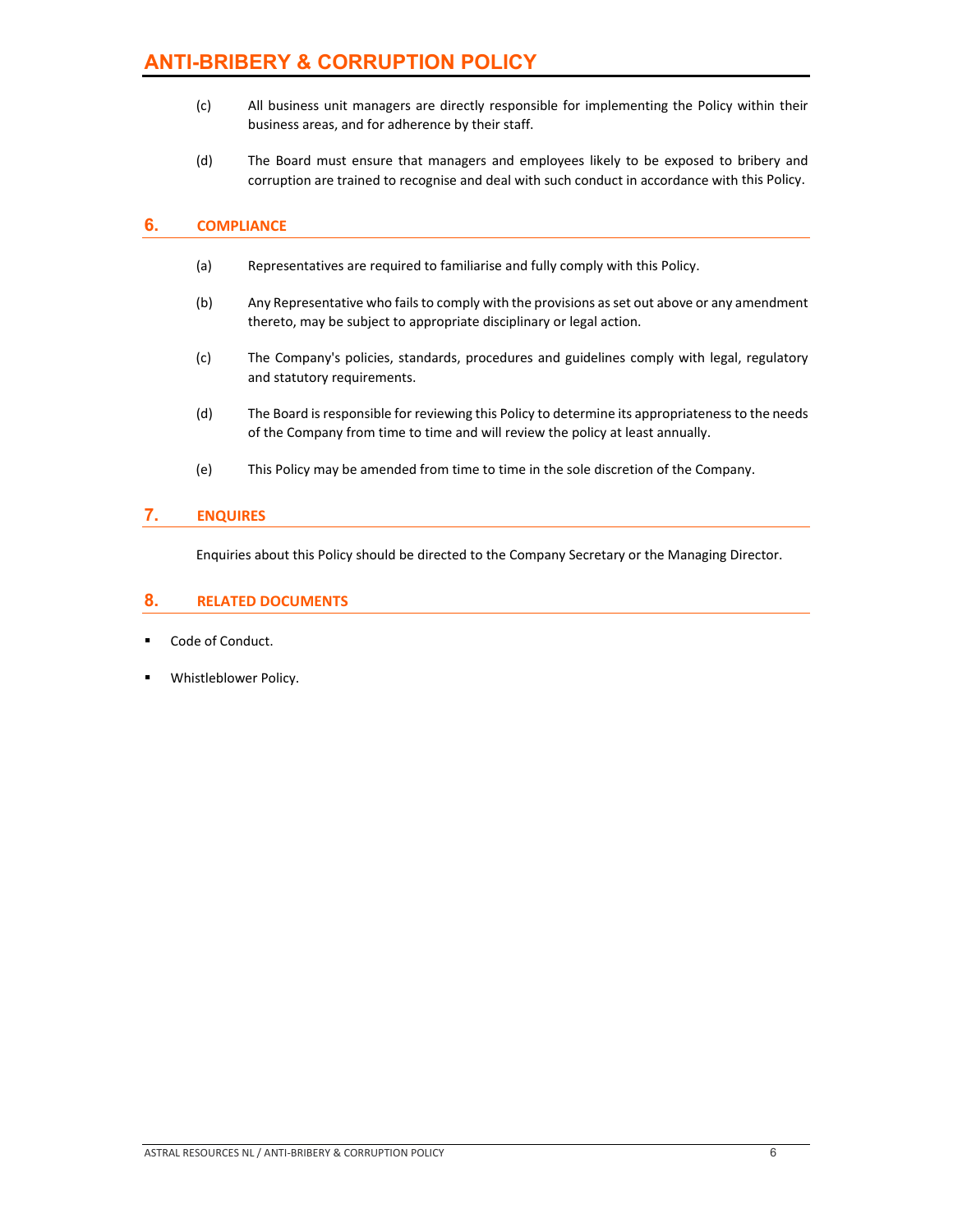(c) All business unit managers are directly responsible for implementing the Policy within their business areas, and for adherence by their staff.

(d) The Board must ensure that managers and employees likely to be exposed to bribery and corruption are trained to recognise and deal with such conduct in accordance with this Policy.

## 6. COMPLIANCE

(a) Representatives are required to familiarise and fully comply with this Policy.

(b) Any Representative who fails to comply with the provisions as set out above or any amendment thereto, may be subject to appropriate disciplinary or legal action.

(c) The Company's policies, standards, procedures and guidelines comply with legal, regulatory and statutory requirements.

(d) The Board is responsible for reviewing this Policy to determine its appropriateness to the needs of the Company from time to time and will review the policy at least annually.

(e) This Policy may be amended from time to time in the sole discretion of the Company.

## 7. ENQUIRES

Enquiries about this Policy should be directed to the Company Secretary or the Managing Director.

## 8. RELATED DOCUMENTS

- Code of Conduct.
- Whistleblower Policy.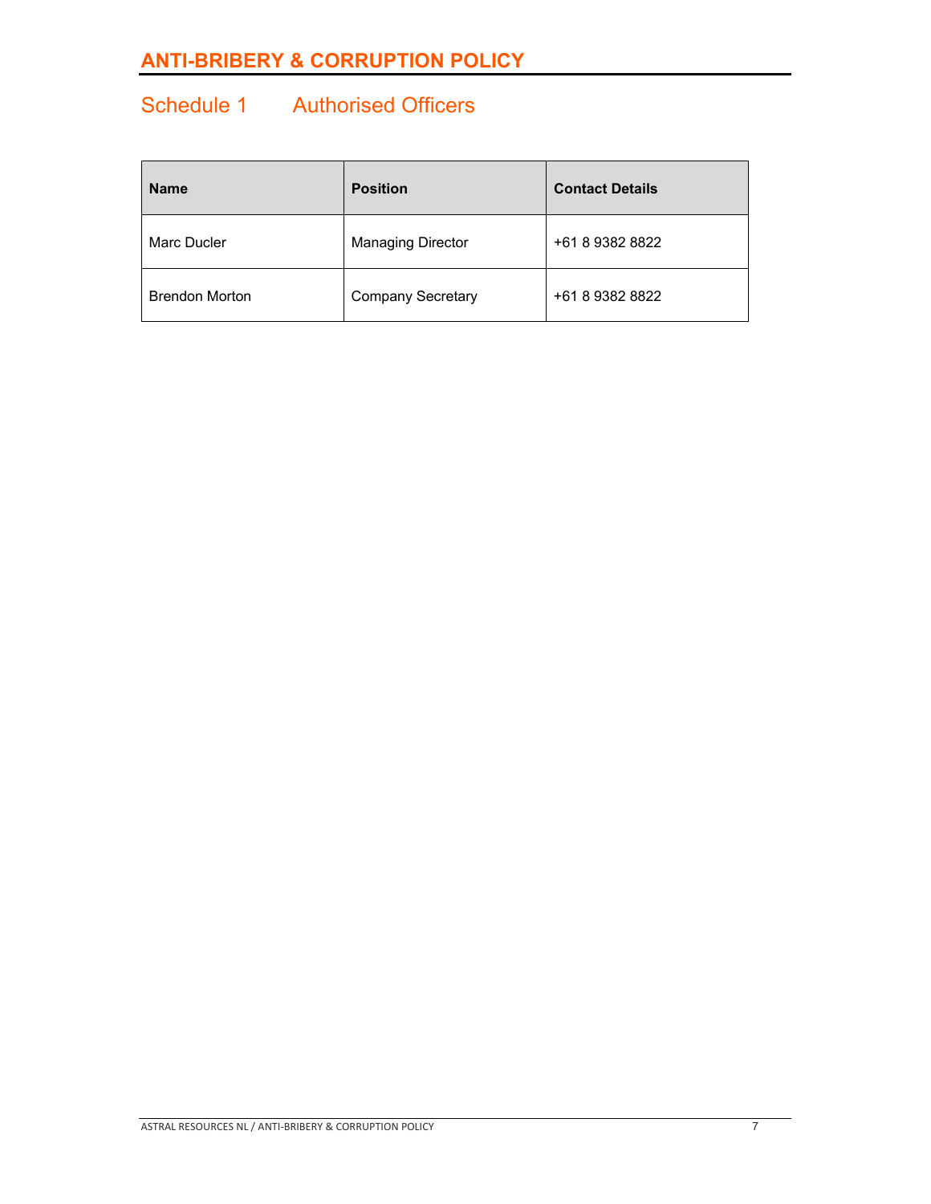# Schedule 1 Authorised Officers

| Name | Position | Contact Details |
|---|---|---|
| Marc Ducler | Managing Director | +61 8 9382 8822 |
| Brendon Morton | Company Secretary | +61 8 9382 8822 |